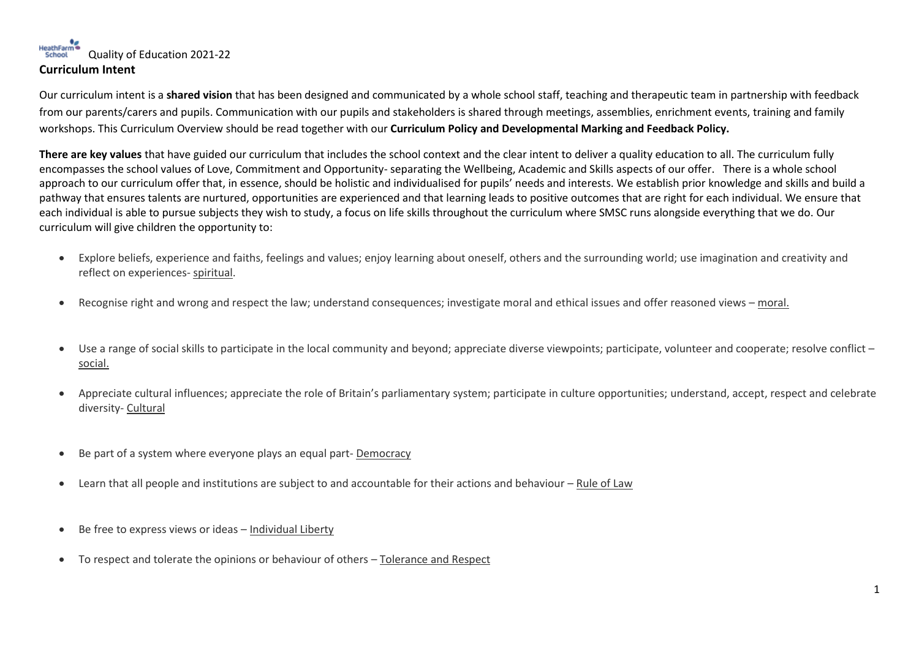HeathFarm School Quality of Education 2021-22

## Curriculum Intent

Our curriculum intent is a **shared vision** that has been designed and communicated by a whole school staff, teaching and therapeutic team in partnership with feedback from our parents/carers and pupils. Communication with our pupils and stakeholders is shared through meetings, assemblies, enrichment events, training and family workshops. This Curriculum Overview should be read together with our **Curriculum Policy and Developmental Marking and Feedback Policy.**

**There are key values** that have guided our curriculum that includes the school context and the clear intent to deliver a quality education to all. The curriculum fully encompasses the school values of Love, Commitment and Opportunity- separating the Wellbeing, Academic and Skills aspects of our offer. There is a whole school approach to our curriculum offer that, in essence, should be holistic and individualised for pupils' needs and interests. We establish prior knowledge and skills and build a pathway that ensures talents are nurtured, opportunities are experienced and that learning leads to positive outcomes that are right for each individual. We ensure that each individual is able to pursue subjects they wish to study, a focus on life skills throughout the curriculum where SMSC runs alongside everything that we do. Our curriculum will give children the opportunity to:

- Explore beliefs, experience and faiths, feelings and values; enjoy learning about oneself, others and the surrounding world; use imagination and creativity and reflect on experiences- spiritual.
- Recognise right and wrong and respect the law; understand consequences; investigate moral and ethical issues and offer reasoned views – moral.
- Use a range of social skills to participate in the local community and beyond; appreciate diverse viewpoints; participate, volunteer and cooperate; resolve conflict – social.
- Appreciate cultural influences; appreciate the role of Britain's parliamentary system; participate in culture opportunities; understand, accept, respect and celebrate diversity- Cultural
- Be part of a system where everyone plays an equal part- Democracy
- Learn that all people and institutions are subject to and accountable for their actions and behaviour – Rule of Law
- Be free to express views or ideas – Individual Liberty
- To respect and tolerate the opinions or behaviour of others – Tolerance and Respect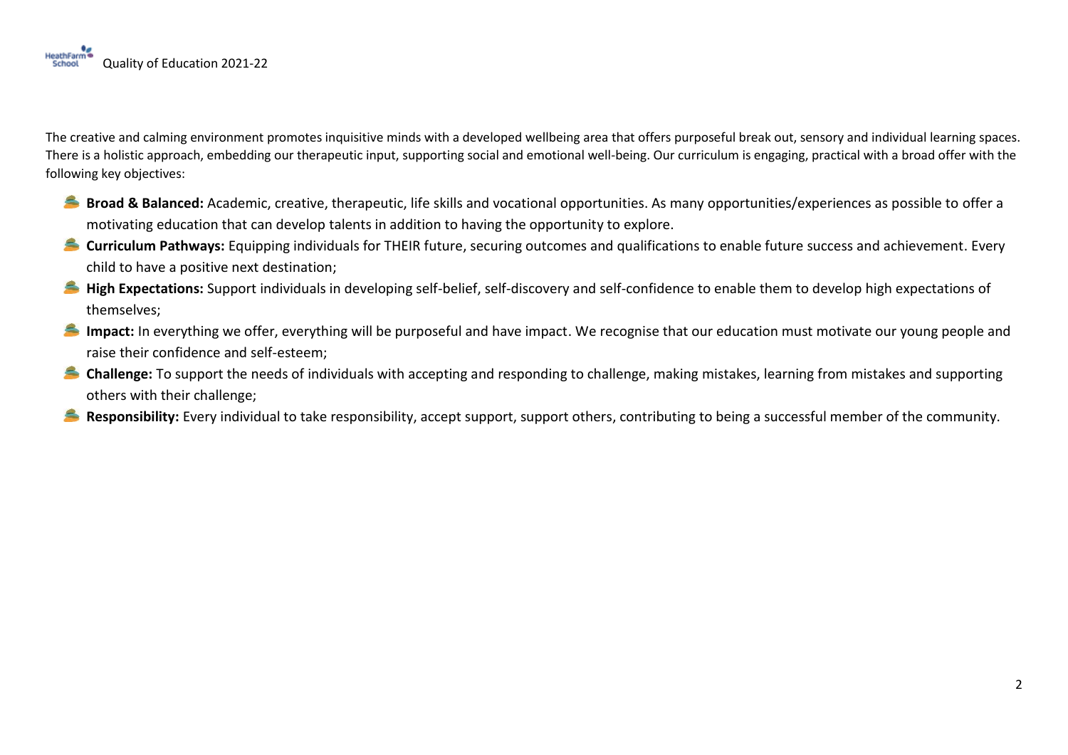The creative and calming environment promotes inquisitive minds with a developed wellbeing area that offers purposeful break out, sensory and individual learning spaces. There is a holistic approach, embedding our therapeutic input, supporting social and emotional well-being. Our curriculum is engaging, practical with a broad offer with the following key objectives:

- **Broad & Balanced:** Academic, creative, therapeutic, life skills and vocational opportunities. As many opportunities/experiences as possible to offer a motivating education that can develop talents in addition to having the opportunity to explore.
- **Curriculum Pathways:** Equipping individuals for THEIR future, securing outcomes and qualifications to enable future success and achievement. Every child to have a positive next destination;
- **High Expectations:** Support individuals in developing self-belief, self-discovery and self-confidence to enable them to develop high expectations of themselves;
- **Impact:** In everything we offer, everything will be purposeful and have impact. We recognise that our education must motivate our young people and raise their confidence and self-esteem;
- **Challenge:** To support the needs of individuals with accepting and responding to challenge, making mistakes, learning from mistakes and supporting others with their challenge;
- **Responsibility:** Every individual to take responsibility, accept support, support others, contributing to being a successful member of the community.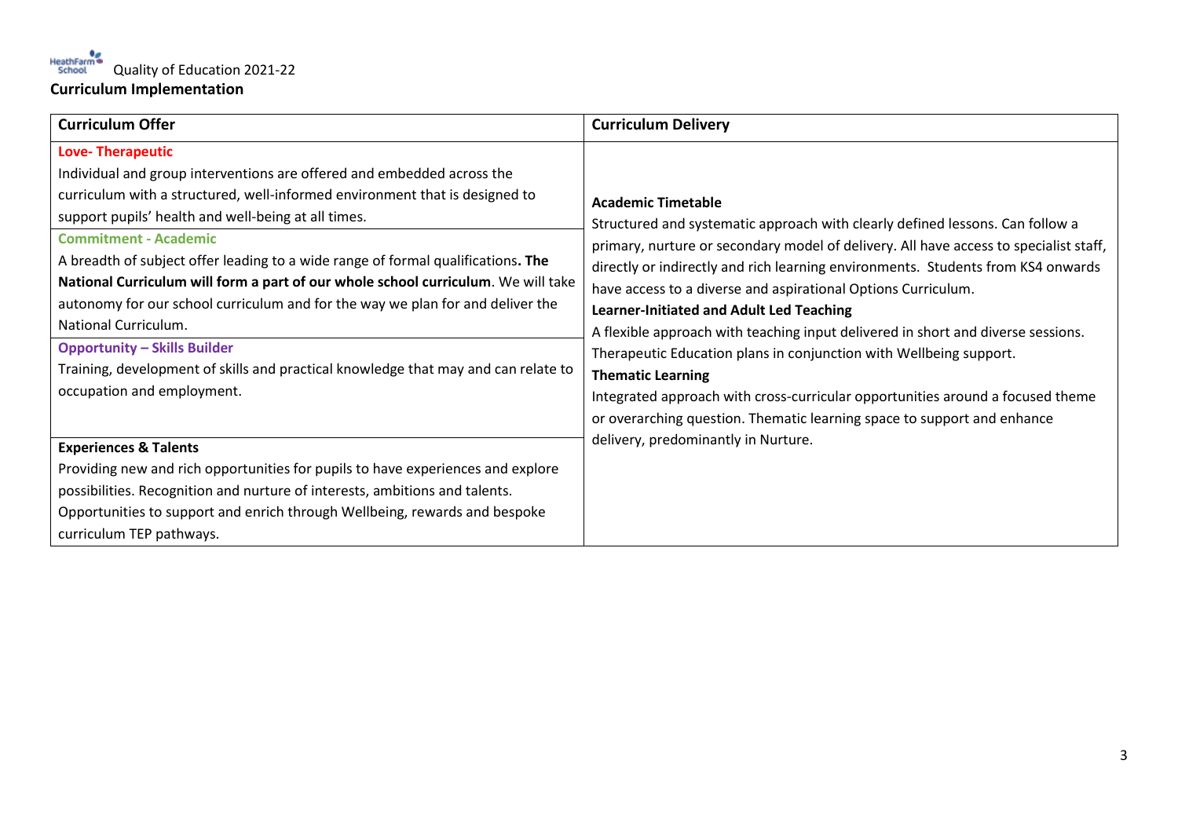Quality of Education 2021-22

**Curriculum Implementation**

| Curriculum Offer | Curriculum Delivery |
|---|---|
| **Love- Therapeutic**<br>Individual and group interventions are offered and embedded across the curriculum with a structured, well-informed environment that is designed to support pupils' health and well-being at all times. | **Academic Timetable**<br>Structured and systematic approach with clearly defined lessons. Can follow a primary, nurture or secondary model of delivery. All have access to specialist staff, directly or indirectly and rich learning environments. Students from KS4 onwards have access to a diverse and aspirational Options Curriculum.<br>**Learner-Initiated and Adult Led Teaching**<br>A flexible approach with teaching input delivered in short and diverse sessions. Therapeutic Education plans in conjunction with Wellbeing support.<br>**Thematic Learning**<br>Integrated approach with cross-curricular opportunities around a focused theme or overarching question. Thematic learning space to support and enhance delivery, predominantly in Nurture. |
| **Commitment - Academic**<br>A breadth of subject offer leading to a wide range of formal qualifications**. The National Curriculum will form a part of our whole school curriculum**. We will take autonomy for our school curriculum and for the way we plan for and deliver the National Curriculum. | |
| **Opportunity – Skills Builder**<br>Training, development of skills and practical knowledge that may and can relate to occupation and employment. | |
| **Experiences & Talents**<br>Providing new and rich opportunities for pupils to have experiences and explore possibilities. Recognition and nurture of interests, ambitions and talents. Opportunities to support and enrich through Wellbeing, rewards and bespoke curriculum TEP pathways. | |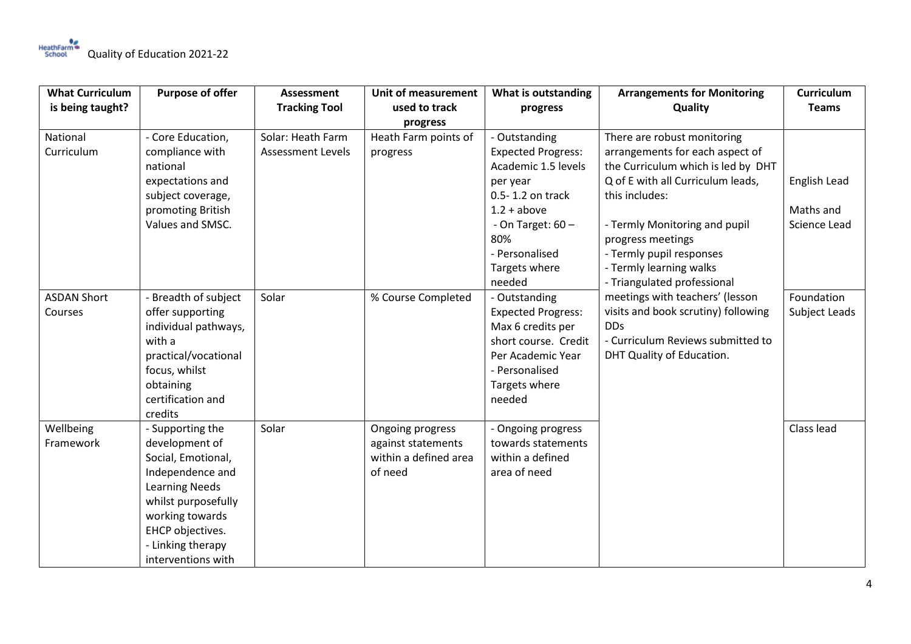| What Curriculum is being taught? | Purpose of offer | Assessment Tracking Tool | Unit of measurement used to track progress | What is outstanding progress | Arrangements for Monitoring Quality | Curriculum Teams |
|---|---|---|---|---|---|---|
| National Curriculum | - Core Education, compliance with national expectations and subject coverage, promoting British Values and SMSC. | Solar: Heath Farm Assessment Levels | Heath Farm points of progress | - Outstanding Expected Progress: Academic 1.5 levels per year<br>0.5- 1.2 on track<br>1.2 + above<br>- On Target: 60 – 80%<br>- Personalised Targets where needed | There are robust monitoring arrangements for each aspect of the Curriculum which is led by DHT Q of E with all Curriculum leads, this includes:<br><br>- Termly Monitoring and pupil progress meetings<br>- Termly pupil responses<br>- Termly learning walks<br>- Triangulated professional meetings with teachers' (lesson visits and book scrutiny) following DDs<br>- Curriculum Reviews submitted to DHT Quality of Education. | English Lead<br><br>Maths and Science Lead |
| ASDAN Short Courses | - Breadth of subject offer supporting individual pathways, with a practical/vocational focus, whilst obtaining certification and credits | Solar | % Course Completed | - Outstanding Expected Progress: Max 6 credits per short course. Credit Per Academic Year<br>- Personalised Targets where needed | | Foundation Subject Leads |
| Wellbeing Framework | - Supporting the development of Social, Emotional, Independence and Learning Needs whilst purposefully working towards EHCP objectives.<br>- Linking therapy interventions with | Solar | Ongoing progress against statements within a defined area of need | - Ongoing progress towards statements within a defined area of need | | Class lead |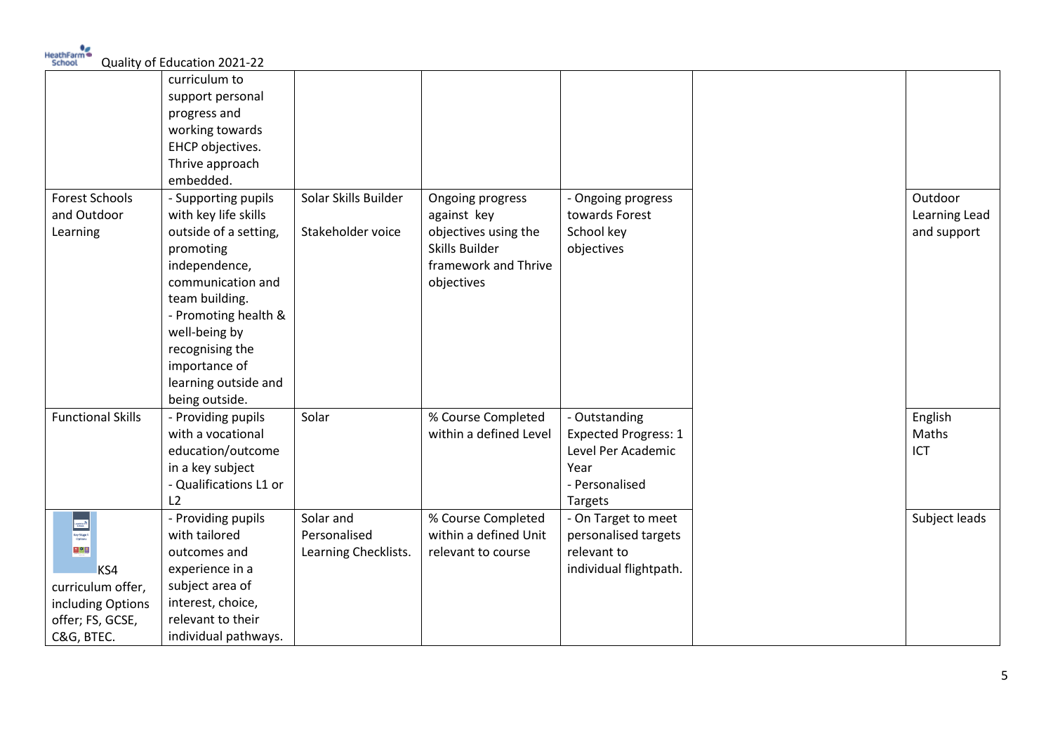| | | | | | | |
|---|---|---|---|---|---|---|
| | curriculum to support personal progress and working towards EHCP objectives. Thrive approach embedded. | | | | | |
| Forest Schools and Outdoor Learning | - Supporting pupils with key life skills outside of a setting, promoting independence, communication and team building.<br>- Promoting health & well-being by recognising the importance of learning outside and being outside. | Solar Skills Builder<br><br>Stakeholder voice | Ongoing progress against key objectives using the Skills Builder framework and Thrive objectives | - Ongoing progress towards Forest School key objectives | | Outdoor Learning Lead and support |
| Functional Skills | - Providing pupils with a vocational education/outcome in a key subject<br>- Qualifications L1 or L2 | Solar | % Course Completed within a defined Level | - Outstanding Expected Progress: 1 Level Per Academic Year<br>- Personalised Targets | | English<br>Maths<br>ICT |
| KS4 curriculum offer, including Options offer; FS, GCSE, C&G, BTEC. | - Providing pupils with tailored outcomes and experience in a subject area of interest, choice, relevant to their individual pathways. | Solar and Personalised Learning Checklists. | % Course Completed within a defined Unit relevant to course | - On Target to meet personalised targets relevant to individual flightpath. | | Subject leads |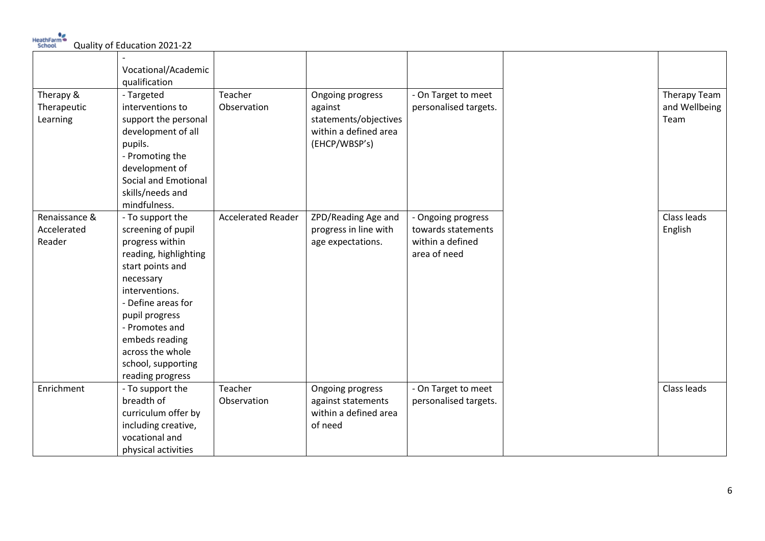| | - Vocational/Academic qualification | | | | | |
|---|---|---|---|---|---|---|
| Therapy & Therapeutic Learning | - Targeted interventions to support the personal development of all pupils.<br>- Promoting the development of Social and Emotional skills/needs and mindfulness. | Teacher Observation | Ongoing progress against statements/objectives within a defined area (EHCP/WBSP's) | - On Target to meet personalised targets. | | Therapy Team and Wellbeing Team |
| Renaissance & Accelerated Reader | - To support the screening of pupil progress within reading, highlighting start points and necessary interventions.<br>- Define areas for pupil progress<br>- Promotes and embeds reading across the whole school, supporting reading progress | Accelerated Reader | ZPD/Reading Age and progress in line with age expectations. | - Ongoing progress towards statements within a defined area of need | | Class leads English |
| Enrichment | - To support the breadth of curriculum offer by including creative, vocational and physical activities | Teacher Observation | Ongoing progress against statements within a defined area of need | - On Target to meet personalised targets. | | Class leads |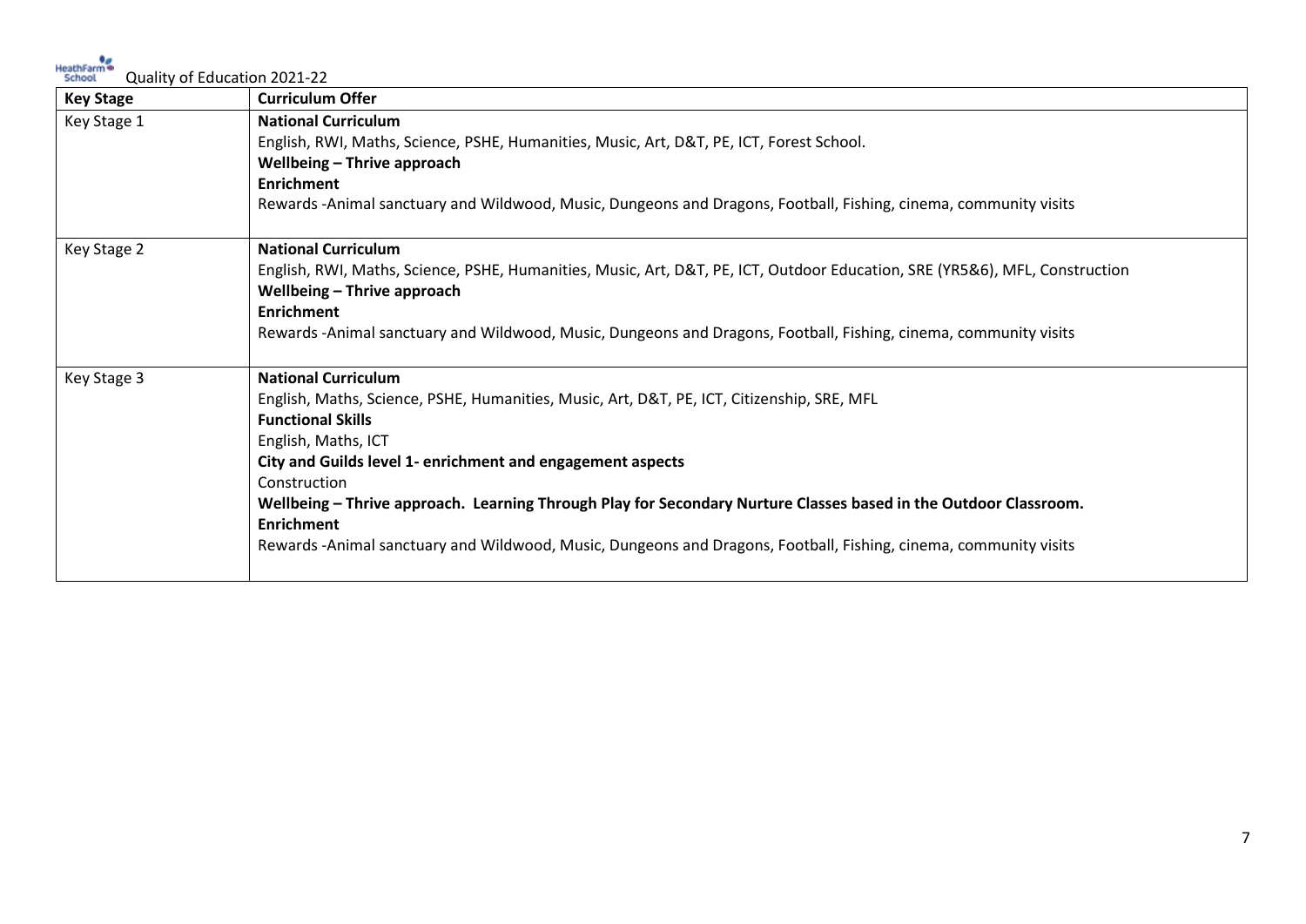Quality of Education 2021-22

| Key Stage | Curriculum Offer |
|---|---|
| Key Stage 1 | **National Curriculum**<br>English, RWI, Maths, Science, PSHE, Humanities, Music, Art, D&T, PE, ICT, Forest School.<br>**Wellbeing – Thrive approach**<br>**Enrichment**<br>Rewards -Animal sanctuary and Wildwood, Music, Dungeons and Dragons, Football, Fishing, cinema, community visits |
| Key Stage 2 | **National Curriculum**<br>English, RWI, Maths, Science, PSHE, Humanities, Music, Art, D&T, PE, ICT, Outdoor Education, SRE (YR5&6), MFL, Construction<br>**Wellbeing – Thrive approach**<br>**Enrichment**<br>Rewards -Animal sanctuary and Wildwood, Music, Dungeons and Dragons, Football, Fishing, cinema, community visits |
| Key Stage 3 | **National Curriculum**<br>English, Maths, Science, PSHE, Humanities, Music, Art, D&T, PE, ICT, Citizenship, SRE, MFL<br>**Functional Skills**<br>English, Maths, ICT<br>**City and Guilds level 1- enrichment and engagement aspects**<br>Construction<br>**Wellbeing – Thrive approach. Learning Through Play for Secondary Nurture Classes based in the Outdoor Classroom.**<br>**Enrichment**<br>Rewards -Animal sanctuary and Wildwood, Music, Dungeons and Dragons, Football, Fishing, cinema, community visits |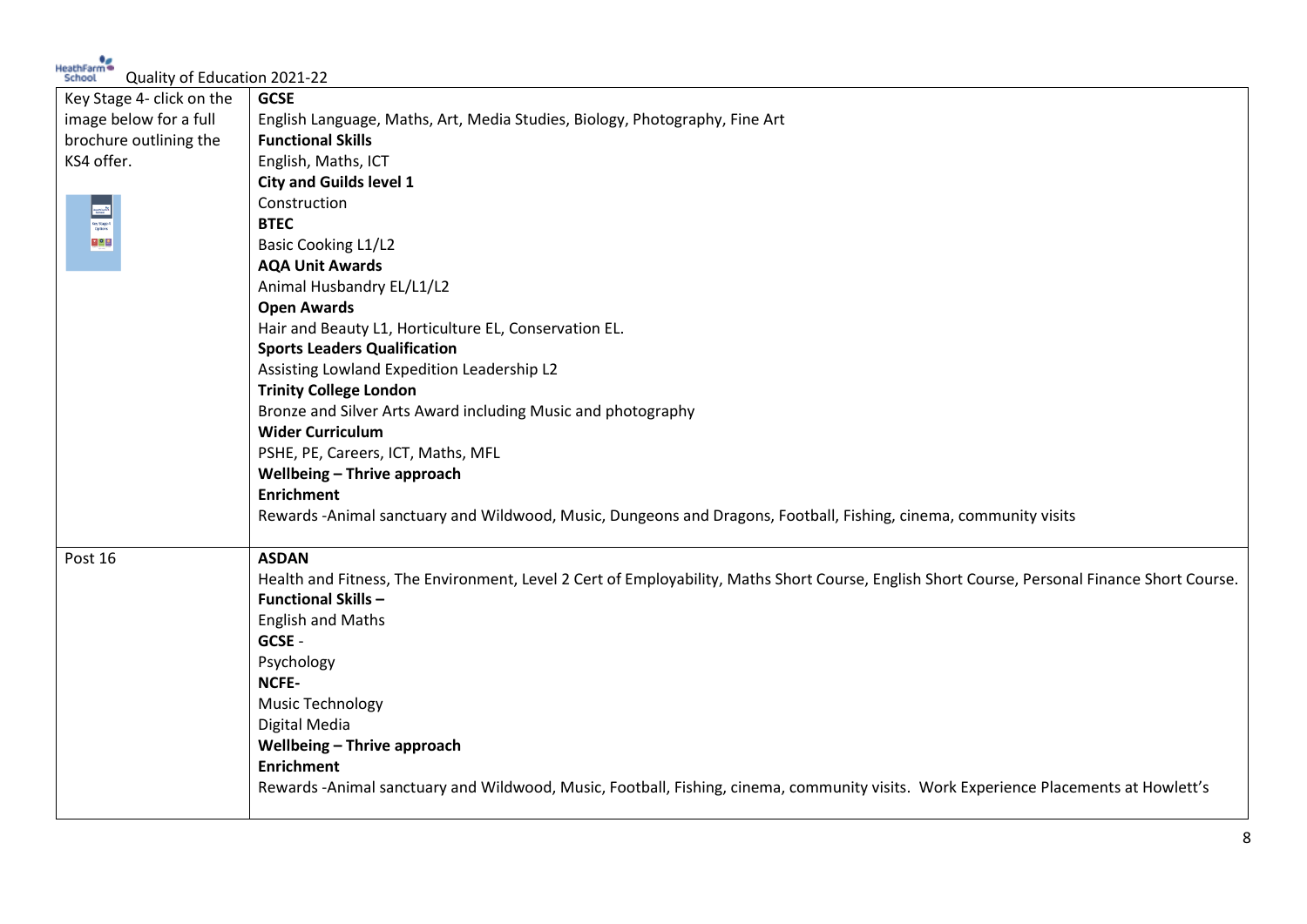Quality of Education 2021-22

| | |
|---|---|
| Key Stage 4- click on the image below for a full brochure outlining the KS4 offer. | **GCSE**<br>English Language, Maths, Art, Media Studies, Biology, Photography, Fine Art<br>**Functional Skills**<br>English, Maths, ICT<br>**City and Guilds level 1**<br>Construction<br>**BTEC**<br>Basic Cooking L1/L2<br>**AQA Unit Awards**<br>Animal Husbandry EL/L1/L2<br>**Open Awards**<br>Hair and Beauty L1, Horticulture EL, Conservation EL.<br>**Sports Leaders Qualification**<br>Assisting Lowland Expedition Leadership L2<br>**Trinity College London**<br>Bronze and Silver Arts Award including Music and photography<br>**Wider Curriculum**<br>PSHE, PE, Careers, ICT, Maths, MFL<br>**Wellbeing – Thrive approach**<br>**Enrichment**<br>Rewards -Animal sanctuary and Wildwood, Music, Dungeons and Dragons, Football, Fishing, cinema, community visits |
| Post 16 | **ASDAN**<br>Health and Fitness, The Environment, Level 2 Cert of Employability, Maths Short Course, English Short Course, Personal Finance Short Course.<br>**Functional Skills –**<br>English and Maths<br>**GCSE** -<br>Psychology<br>**NCFE-**<br>Music Technology<br>Digital Media<br>**Wellbeing – Thrive approach**<br>**Enrichment**<br>Rewards -Animal sanctuary and Wildwood, Music, Football, Fishing, cinema, community visits. Work Experience Placements at Howlett's |